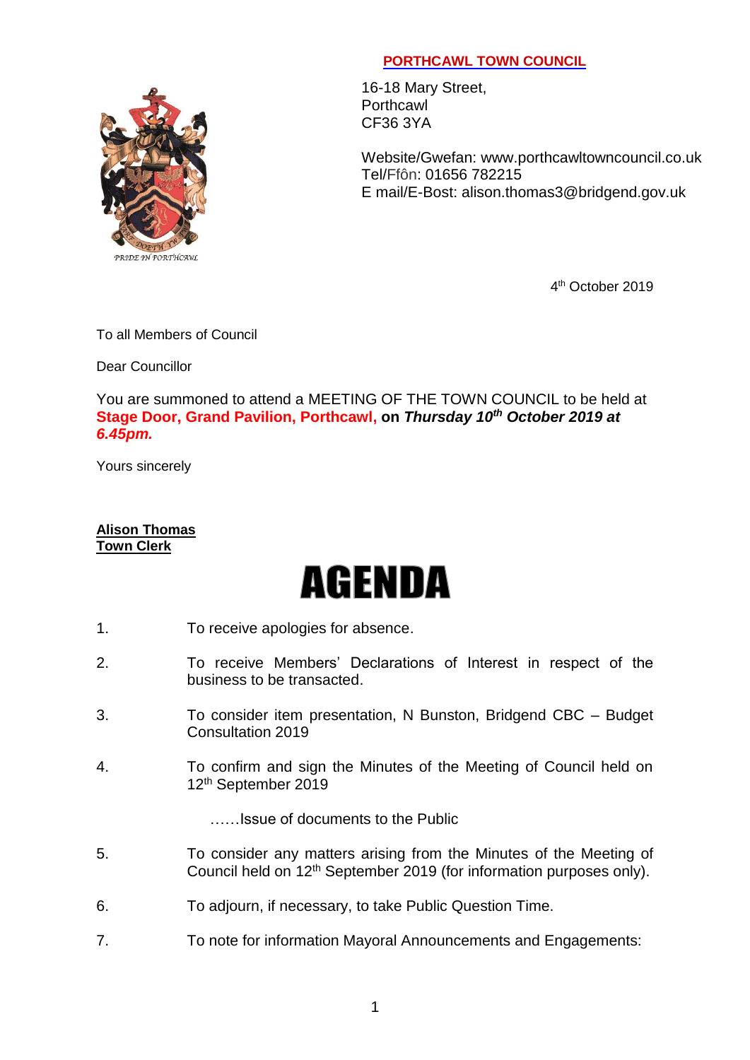**PORTHCAWL TOWN COUNCIL**

16-18 Mary Street,
Porthcawl
CF36 3YA

Website/Gwefan: www.porthcawltowncouncil.co.uk
Tel/Ffôn: 01656 782215
E mail/E-Bost: alison.thomas3@bridgend.gov.uk

4th October 2019

To all Members of Council

Dear Councillor

You are summoned to attend a MEETING OF THE TOWN COUNCIL to be held at **Stage Door, Grand Pavilion, Porthcawl,** **on *Thursday 10th October 2019 at 6.45pm.***

Yours sincerely

**Alison Thomas**
**Town Clerk**

# AGENDA

1. To receive apologies for absence.

2. To receive Members' Declarations of Interest in respect of the business to be transacted.

3. To consider item presentation, N Bunston, Bridgend CBC – Budget Consultation 2019

4. To confirm and sign the Minutes of the Meeting of Council held on 12th September 2019

   ……Issue of documents to the Public

5. To consider any matters arising from the Minutes of the Meeting of Council held on 12th September 2019 (for information purposes only).

6. To adjourn, if necessary, to take Public Question Time.

7. To note for information Mayoral Announcements and Engagements: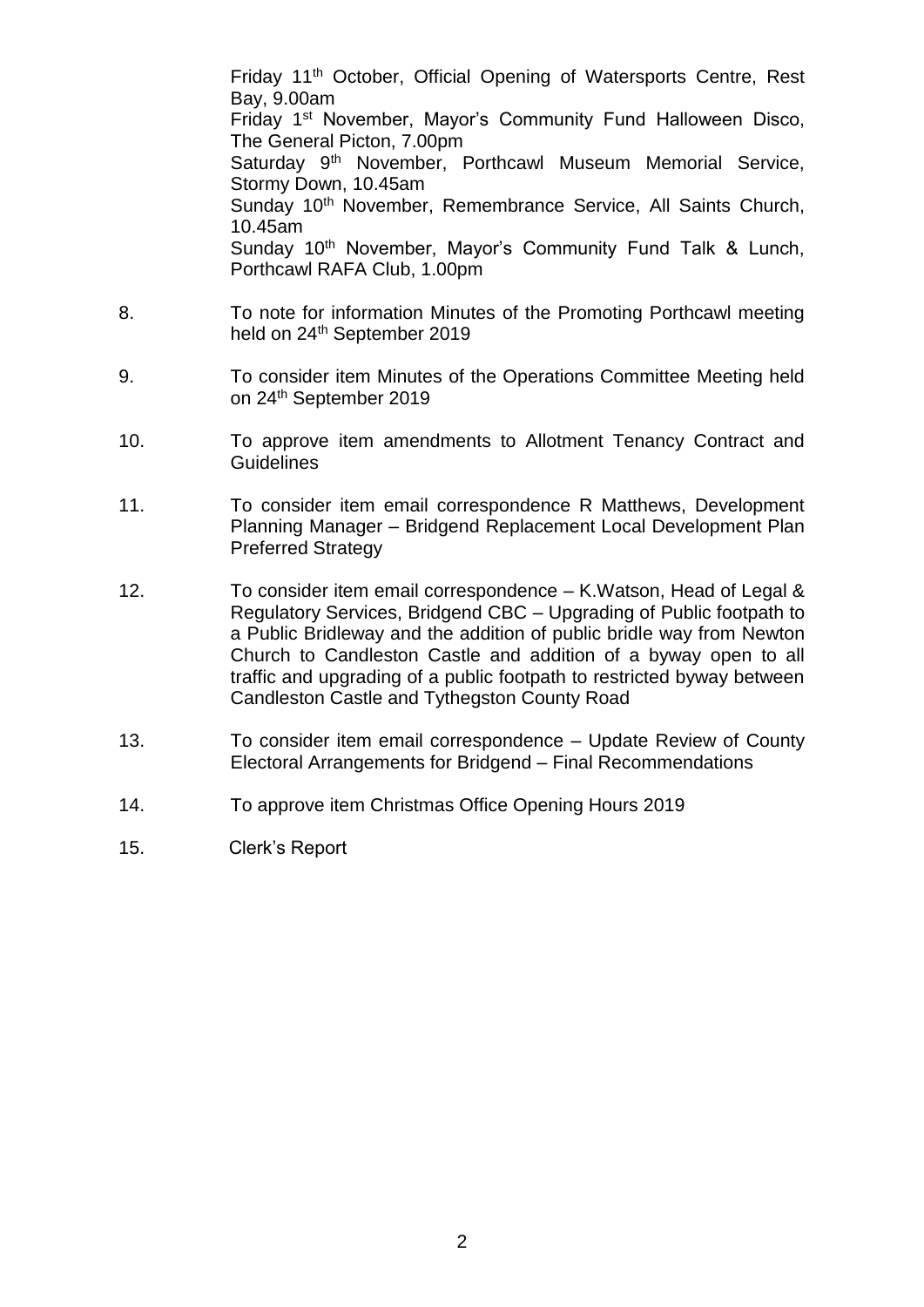Friday 11th October, Official Opening of Watersports Centre, Rest Bay, 9.00am
Friday 1st November, Mayor's Community Fund Halloween Disco, The General Picton, 7.00pm
Saturday 9th November, Porthcawl Museum Memorial Service, Stormy Down, 10.45am
Sunday 10th November, Remembrance Service, All Saints Church, 10.45am
Sunday 10th November, Mayor's Community Fund Talk & Lunch, Porthcawl RAFA Club, 1.00pm

8. To note for information Minutes of the Promoting Porthcawl meeting held on 24th September 2019

9. To consider item Minutes of the Operations Committee Meeting held on 24th September 2019

10. To approve item amendments to Allotment Tenancy Contract and Guidelines

11. To consider item email correspondence R Matthews, Development Planning Manager – Bridgend Replacement Local Development Plan Preferred Strategy

12. To consider item email correspondence – K.Watson, Head of Legal & Regulatory Services, Bridgend CBC – Upgrading of Public footpath to a Public Bridleway and the addition of public bridle way from Newton Church to Candleston Castle and addition of a byway open to all traffic and upgrading of a public footpath to restricted byway between Candleston Castle and Tythegston County Road

13. To consider item email correspondence – Update Review of County Electoral Arrangements for Bridgend – Final Recommendations

14. To approve item Christmas Office Opening Hours 2019

15. Clerk's Report